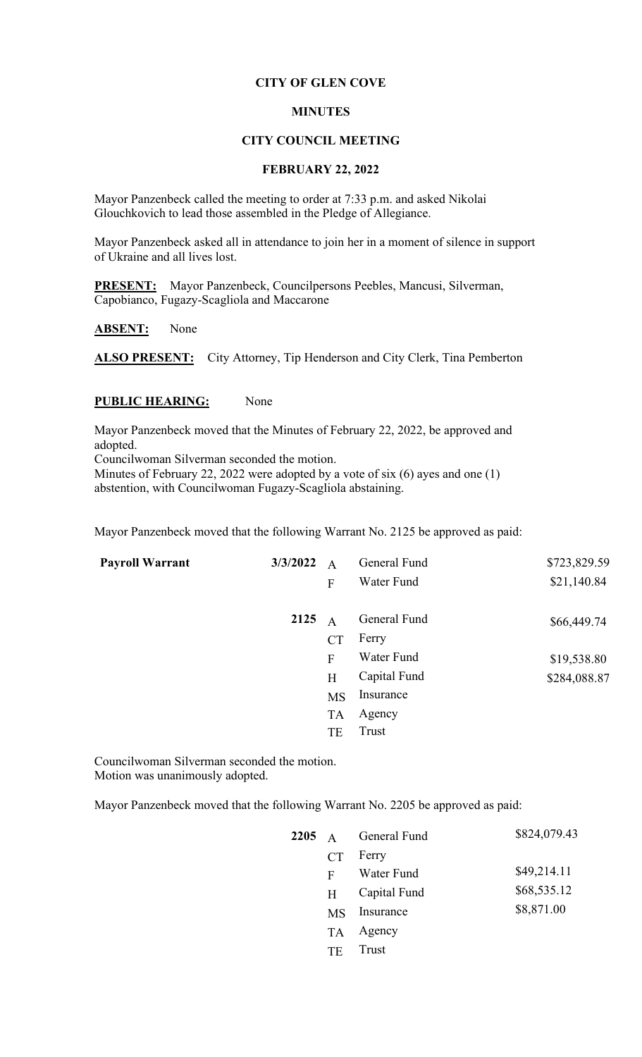**CITY OF GLEN COVE**

**MINUTES**

**CITY COUNCIL MEETING**

**FEBRUARY 22, 2022**

Mayor Panzenbeck called the meeting to order at 7:33 p.m. and asked Nikolai Glouchkovich to lead those assembled in the Pledge of Allegiance.

Mayor Panzenbeck asked all in attendance to join her in a moment of silence in support of Ukraine and all lives lost.

**PRESENT:** Mayor Panzenbeck, Councilpersons Peebles, Mancusi, Silverman, Capobianco, Fugazy-Scagliola and Maccarone

**ABSENT:** None

**ALSO PRESENT:** City Attorney, Tip Henderson and City Clerk, Tina Pemberton

**PUBLIC HEARING:** None

Mayor Panzenbeck moved that the Minutes of February 22, 2022, be approved and adopted.
Councilwoman Silverman seconded the motion.
Minutes of February 22, 2022 were adopted by a vote of six (6) ayes and one (1) abstention, with Councilwoman Fugazy-Scagliola abstaining.

Mayor Panzenbeck moved that the following Warrant No. 2125 be approved as paid:

| **Payroll Warrant** | **3/3/2022** | A | General Fund | $723,829.59 |
|---|---|---|---|---|
| | | F | Water Fund | $21,140.84 |
| | **2125** | A | General Fund | $66,449.74 |
| | | CT | Ferry | |
| | | F | Water Fund | $19,538.80 |
| | | H | Capital Fund | $284,088.87 |
| | | MS | Insurance | |
| | | TA | Agency | |
| | | TE | Trust | |

Councilwoman Silverman seconded the motion.
Motion was unanimously adopted.

Mayor Panzenbeck moved that the following Warrant No. 2205 be approved as paid:

| **2205** | A | General Fund | $824,079.43 |
|---|---|---|---|
| | CT | Ferry | |
| | F | Water Fund | $49,214.11 |
| | H | Capital Fund | $68,535.12 |
| | MS | Insurance | $8,871.00 |
| | TA | Agency | |
| | TE | Trust | |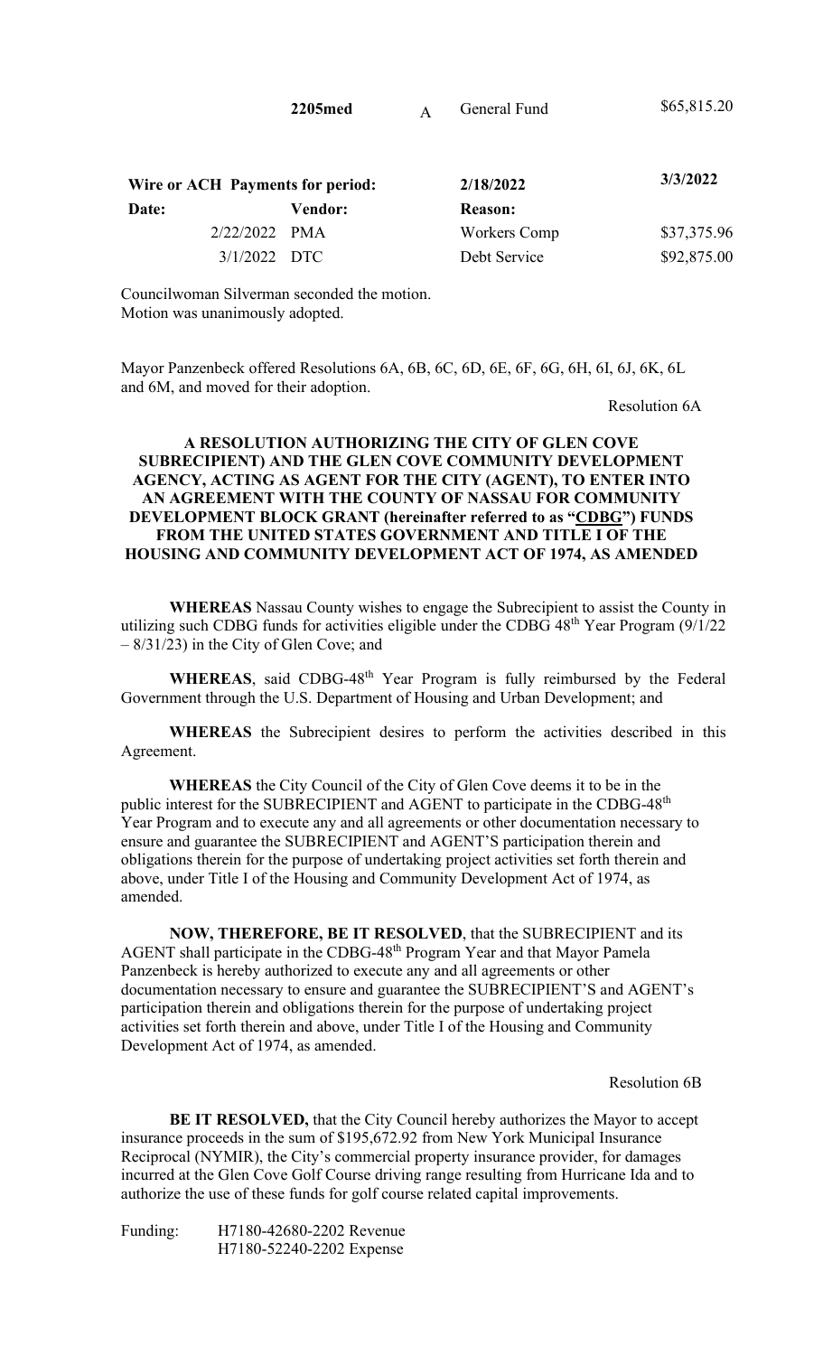| | 2205med | A | General Fund | $65,815.20 |
|---|---|---|---|---|

| Wire or ACH Payments for period: | | 2/18/2022 | 3/3/2022 |
|---|---|---|---|
| **Date:** | **Vendor:** | **Reason:** | |
| 2/22/2022 | PMA | Workers Comp | $37,375.96 |
| 3/1/2022 | DTC | Debt Service | $92,875.00 |

Councilwoman Silverman seconded the motion.
Motion was unanimously adopted.

Mayor Panzenbeck offered Resolutions 6A, 6B, 6C, 6D, 6E, 6F, 6G, 6H, 6I, 6J, 6K, 6L and 6M, and moved for their adoption.

Resolution 6A

**A RESOLUTION AUTHORIZING THE CITY OF GLEN COVE SUBRECIPIENT) AND THE GLEN COVE COMMUNITY DEVELOPMENT AGENCY, ACTING AS AGENT FOR THE CITY (AGENT), TO ENTER INTO AN AGREEMENT WITH THE COUNTY OF NASSAU FOR COMMUNITY DEVELOPMENT BLOCK GRANT (hereinafter referred to as "CDBG") FUNDS FROM THE UNITED STATES GOVERNMENT AND TITLE I OF THE HOUSING AND COMMUNITY DEVELOPMENT ACT OF 1974, AS AMENDED**

**WHEREAS** Nassau County wishes to engage the Subrecipient to assist the County in utilizing such CDBG funds for activities eligible under the CDBG 48th Year Program (9/1/22 – 8/31/23) in the City of Glen Cove; and

**WHEREAS**, said CDBG-48th Year Program is fully reimbursed by the Federal Government through the U.S. Department of Housing and Urban Development; and

**WHEREAS** the Subrecipient desires to perform the activities described in this Agreement.

**WHEREAS** the City Council of the City of Glen Cove deems it to be in the public interest for the SUBRECIPIENT and AGENT to participate in the CDBG-48th Year Program and to execute any and all agreements or other documentation necessary to ensure and guarantee the SUBRECIPIENT and AGENT'S participation therein and obligations therein for the purpose of undertaking project activities set forth therein and above, under Title I of the Housing and Community Development Act of 1974, as amended.

**NOW, THEREFORE, BE IT RESOLVED**, that the SUBRECIPIENT and its AGENT shall participate in the CDBG-48th Program Year and that Mayor Pamela Panzenbeck is hereby authorized to execute any and all agreements or other documentation necessary to ensure and guarantee the SUBRECIPIENT'S and AGENT's participation therein and obligations therein for the purpose of undertaking project activities set forth therein and above, under Title I of the Housing and Community Development Act of 1974, as amended.

Resolution 6B

**BE IT RESOLVED,** that the City Council hereby authorizes the Mayor to accept insurance proceeds in the sum of $195,672.92 from New York Municipal Insurance Reciprocal (NYMIR), the City's commercial property insurance provider, for damages incurred at the Glen Cove Golf Course driving range resulting from Hurricane Ida and to authorize the use of these funds for golf course related capital improvements.

Funding: H7180-42680-2202 Revenue
H7180-52240-2202 Expense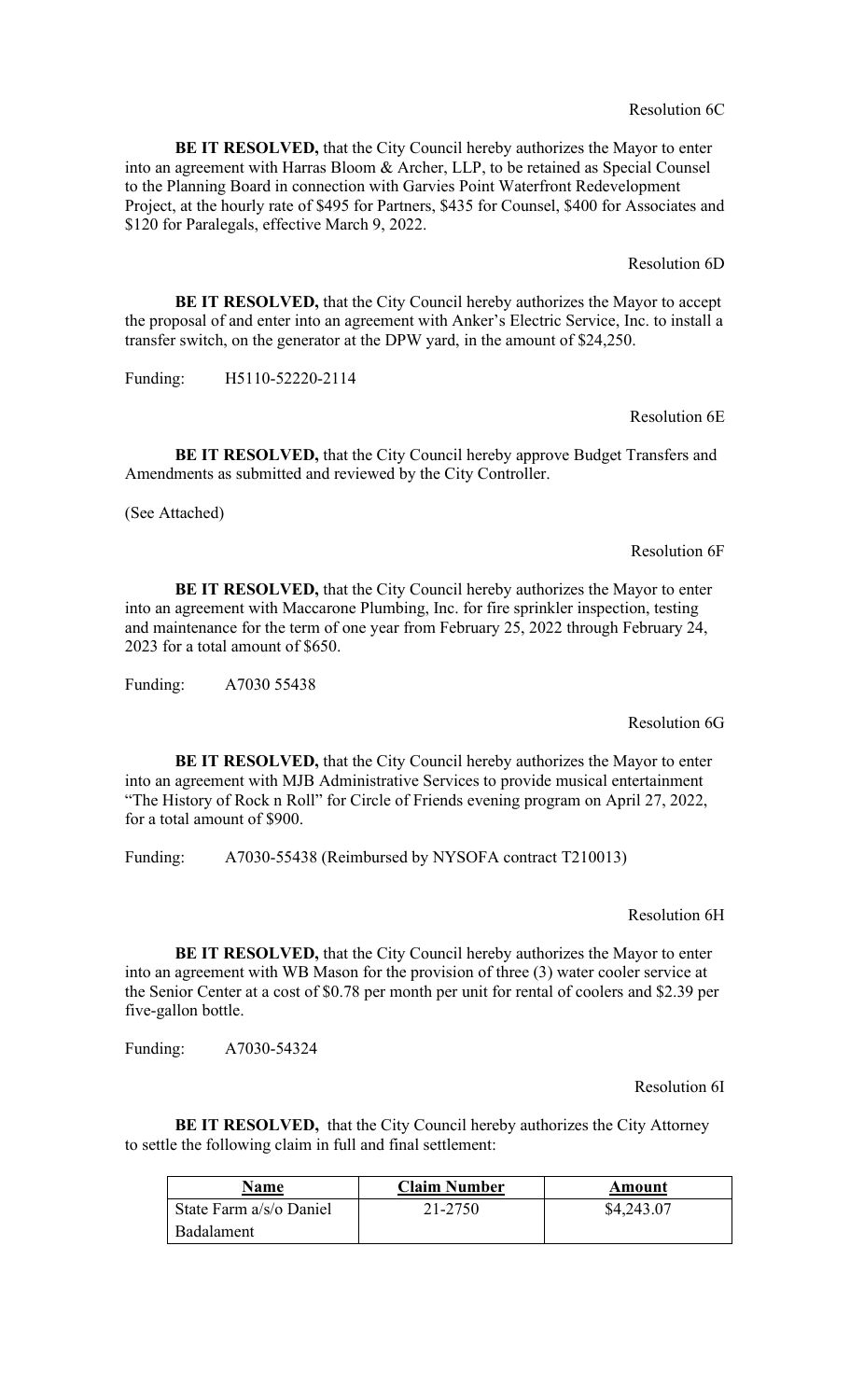Resolution 6C

**BE IT RESOLVED,** that the City Council hereby authorizes the Mayor to enter into an agreement with Harras Bloom & Archer, LLP, to be retained as Special Counsel to the Planning Board in connection with Garvies Point Waterfront Redevelopment Project, at the hourly rate of $495 for Partners, $435 for Counsel, $400 for Associates and $120 for Paralegals, effective March 9, 2022.

Resolution 6D

**BE IT RESOLVED,** that the City Council hereby authorizes the Mayor to accept the proposal of and enter into an agreement with Anker's Electric Service, Inc. to install a transfer switch, on the generator at the DPW yard, in the amount of $24,250.

Funding: H5110-52220-2114

Resolution 6E

**BE IT RESOLVED,** that the City Council hereby approve Budget Transfers and Amendments as submitted and reviewed by the City Controller.

(See Attached)

Resolution 6F

**BE IT RESOLVED,** that the City Council hereby authorizes the Mayor to enter into an agreement with Maccarone Plumbing, Inc. for fire sprinkler inspection, testing and maintenance for the term of one year from February 25, 2022 through February 24, 2023 for a total amount of $650.

Funding: A7030 55438

Resolution 6G

**BE IT RESOLVED,** that the City Council hereby authorizes the Mayor to enter into an agreement with MJB Administrative Services to provide musical entertainment "The History of Rock n Roll" for Circle of Friends evening program on April 27, 2022, for a total amount of $900.

Funding: A7030-55438 (Reimbursed by NYSOFA contract T210013)

Resolution 6H

**BE IT RESOLVED,** that the City Council hereby authorizes the Mayor to enter into an agreement with WB Mason for the provision of three (3) water cooler service at the Senior Center at a cost of $0.78 per month per unit for rental of coolers and $2.39 per five-gallon bottle.

Funding: A7030-54324

Resolution 6I

**BE IT RESOLVED,** that the City Council hereby authorizes the City Attorney to settle the following claim in full and final settlement:

| Name | Claim Number | Amount |
|---|---|---|
| State Farm a/s/o Daniel Badalament | 21-2750 | $4,243.07 |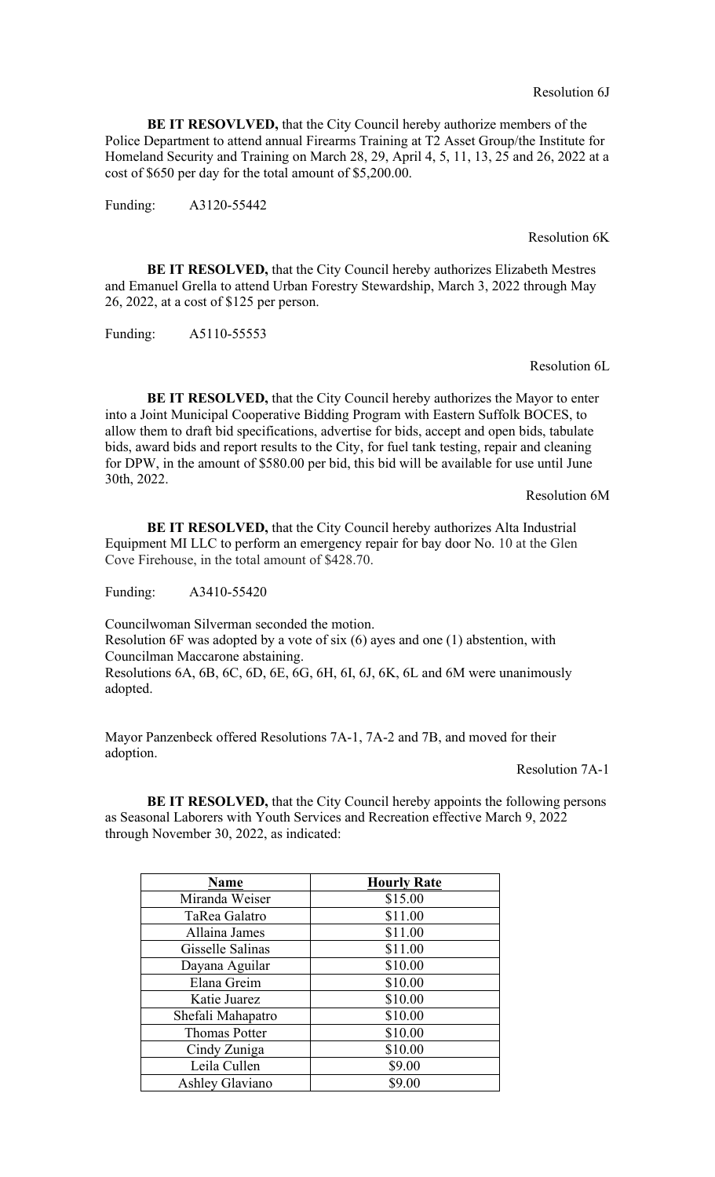Resolution 6J

**BE IT RESOVLVED,** that the City Council hereby authorize members of the Police Department to attend annual Firearms Training at T2 Asset Group/the Institute for Homeland Security and Training on March 28, 29, April 4, 5, 11, 13, 25 and 26, 2022 at a cost of $650 per day for the total amount of $5,200.00.

Funding: A3120-55442

Resolution 6K

**BE IT RESOLVED,** that the City Council hereby authorizes Elizabeth Mestres and Emanuel Grella to attend Urban Forestry Stewardship, March 3, 2022 through May 26, 2022, at a cost of $125 per person.

Funding: A5110-55553

Resolution 6L

**BE IT RESOLVED,** that the City Council hereby authorizes the Mayor to enter into a Joint Municipal Cooperative Bidding Program with Eastern Suffolk BOCES, to allow them to draft bid specifications, advertise for bids, accept and open bids, tabulate bids, award bids and report results to the City, for fuel tank testing, repair and cleaning for DPW, in the amount of $580.00 per bid, this bid will be available for use until June 30th, 2022.

Resolution 6M

**BE IT RESOLVED,** that the City Council hereby authorizes Alta Industrial Equipment MI LLC to perform an emergency repair for bay door No. 10 at the Glen Cove Firehouse, in the total amount of $428.70.

Funding: A3410-55420

Councilwoman Silverman seconded the motion.
Resolution 6F was adopted by a vote of six (6) ayes and one (1) abstention, with Councilman Maccarone abstaining.
Resolutions 6A, 6B, 6C, 6D, 6E, 6G, 6H, 6I, 6J, 6K, 6L and 6M were unanimously adopted.

Mayor Panzenbeck offered Resolutions 7A-1, 7A-2 and 7B, and moved for their adoption.

Resolution 7A-1

**BE IT RESOLVED,** that the City Council hereby appoints the following persons as Seasonal Laborers with Youth Services and Recreation effective March 9, 2022 through November 30, 2022, as indicated:

| **Name** | **Hourly Rate** |
|---|---|
| Miranda Weiser | $15.00 |
| TaRea Galatro | $11.00 |
| Allaina James | $11.00 |
| Gisselle Salinas | $11.00 |
| Dayana Aguilar | $10.00 |
| Elana Greim | $10.00 |
| Katie Juarez | $10.00 |
| Shefali Mahapatro | $10.00 |
| Thomas Potter | $10.00 |
| Cindy Zuniga | $10.00 |
| Leila Cullen | $9.00 |
| Ashley Glaviano | $9.00 |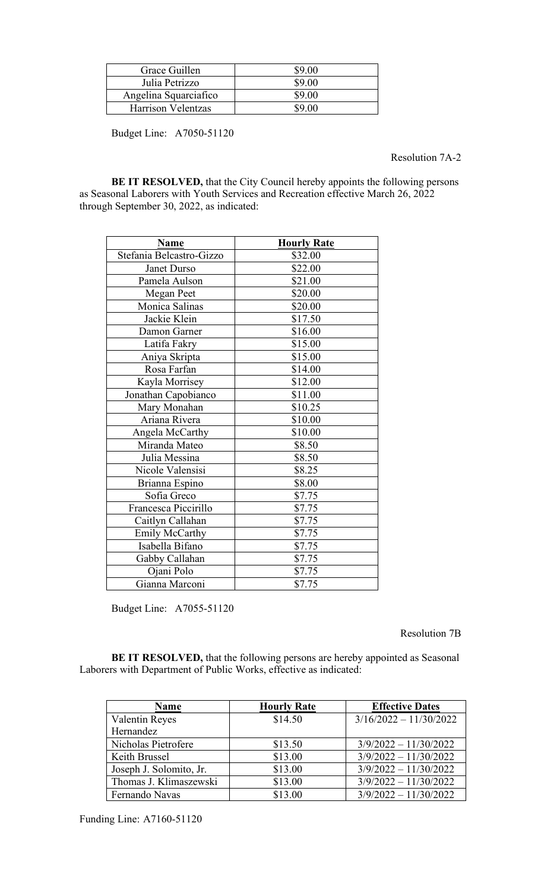| Grace Guillen | $9.00 |
|---|---|
| Julia Petrizzo | $9.00 |
| Angelina Squarciafico | $9.00 |
| Harrison Velentzas | $9.00 |

Budget Line: A7050-51120

Resolution 7A-2

**BE IT RESOLVED,** that the City Council hereby appoints the following persons as Seasonal Laborers with Youth Services and Recreation effective March 26, 2022 through September 30, 2022, as indicated:

| Name | Hourly Rate |
|---|---|
| Stefania Belcastro-Gizzo | $32.00 |
| Janet Durso | $22.00 |
| Pamela Aulson | $21.00 |
| Megan Peet | $20.00 |
| Monica Salinas | $20.00 |
| Jackie Klein | $17.50 |
| Damon Garner | $16.00 |
| Latifa Fakry | $15.00 |
| Aniya Skripta | $15.00 |
| Rosa Farfan | $14.00 |
| Kayla Morrisey | $12.00 |
| Jonathan Capobianco | $11.00 |
| Mary Monahan | $10.25 |
| Ariana Rivera | $10.00 |
| Angela McCarthy | $10.00 |
| Miranda Mateo | $8.50 |
| Julia Messina | $8.50 |
| Nicole Valensisi | $8.25 |
| Brianna Espino | $8.00 |
| Sofia Greco | $7.75 |
| Francesca Piccirillo | $7.75 |
| Caitlyn Callahan | $7.75 |
| Emily McCarthy | $7.75 |
| Isabella Bifano | $7.75 |
| Gabby Callahan | $7.75 |
| Ojani Polo | $7.75 |
| Gianna Marconi | $7.75 |

Budget Line: A7055-51120

Resolution 7B

**BE IT RESOLVED,** that the following persons are hereby appointed as Seasonal Laborers with Department of Public Works, effective as indicated:

| Name | Hourly Rate | Effective Dates |
|---|---|---|
| Valentin Reyes Hernandez | $14.50 | 3/16/2022 – 11/30/2022 |
| Nicholas Pietrofere | $13.50 | 3/9/2022 – 11/30/2022 |
| Keith Brussel | $13.00 | 3/9/2022 – 11/30/2022 |
| Joseph J. Solomito, Jr. | $13.00 | 3/9/2022 – 11/30/2022 |
| Thomas J. Klimaszewski | $13.00 | 3/9/2022 – 11/30/2022 |
| Fernando Navas | $13.00 | 3/9/2022 – 11/30/2022 |

Funding Line: A7160-51120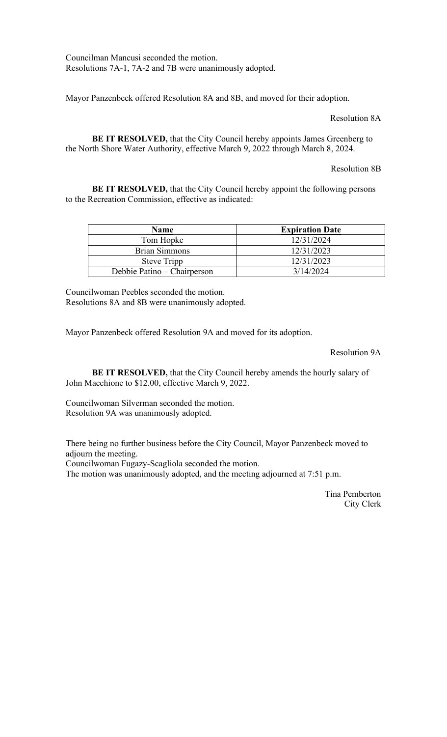Councilman Mancusi seconded the motion.
Resolutions 7A-1, 7A-2 and 7B were unanimously adopted.

Mayor Panzenbeck offered Resolution 8A and 8B, and moved for their adoption.

Resolution 8A

**BE IT RESOLVED,** that the City Council hereby appoints James Greenberg to the North Shore Water Authority, effective March 9, 2022 through March 8, 2024.

Resolution 8B

**BE IT RESOLVED,** that the City Council hereby appoint the following persons to the Recreation Commission, effective as indicated:

| Name | Expiration Date |
|---|---|
| Tom Hopke | 12/31/2024 |
| Brian Simmons | 12/31/2023 |
| Steve Tripp | 12/31/2023 |
| Debbie Patino – Chairperson | 3/14/2024 |

Councilwoman Peebles seconded the motion.
Resolutions 8A and 8B were unanimously adopted.

Mayor Panzenbeck offered Resolution 9A and moved for its adoption.

Resolution 9A

**BE IT RESOLVED,** that the City Council hereby amends the hourly salary of John Macchione to $12.00, effective March 9, 2022.

Councilwoman Silverman seconded the motion.
Resolution 9A was unanimously adopted.

There being no further business before the City Council, Mayor Panzenbeck moved to adjourn the meeting.
Councilwoman Fugazy-Scagliola seconded the motion.
The motion was unanimously adopted, and the meeting adjourned at 7:51 p.m.

Tina Pemberton
City Clerk